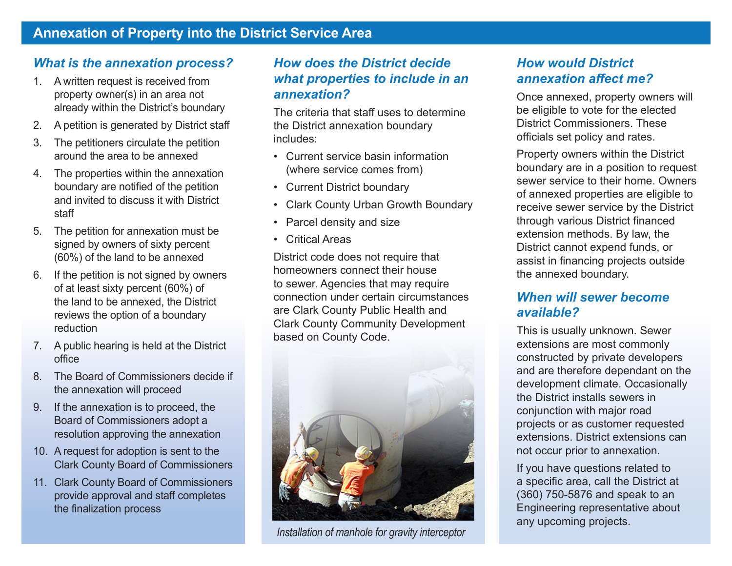# Annexation of Property into the District Service Area

## What is the annexation process?

1. A written request is received from property owner(s) in an area not already within the District's boundary
2. A petition is generated by District staff
3. The petitioners circulate the petition around the area to be annexed
4. The properties within the annexation boundary are notified of the petition and invited to discuss it with District staff
5. The petition for annexation must be signed by owners of sixty percent (60%) of the land to be annexed
6. If the petition is not signed by owners of at least sixty percent (60%) of the land to be annexed, the District reviews the option of a boundary reduction
7. A public hearing is held at the District office
8. The Board of Commissioners decide if the annexation will proceed
9. If the annexation is to proceed, the Board of Commissioners adopt a resolution approving the annexation
10. A request for adoption is sent to the Clark County Board of Commissioners
11. Clark County Board of Commissioners provide approval and staff completes the finalization process

## How does the District decide what properties to include in an annexation?

The criteria that staff uses to determine the District annexation boundary includes:

- Current service basin information (where service comes from)
- Current District boundary
- Clark County Urban Growth Boundary
- Parcel density and size
- Critical Areas

District code does not require that homeowners connect their house to sewer. Agencies that may require connection under certain circumstances are Clark County Public Health and Clark County Community Development based on County Code.

*Installation of manhole for gravity interceptor*

## How would District annexation affect me?

Once annexed, property owners will be eligible to vote for the elected District Commissioners. These officials set policy and rates.

Property owners within the District boundary are in a position to request sewer service to their home. Owners of annexed properties are eligible to receive sewer service by the District through various District financed extension methods. By law, the District cannot expend funds, or assist in financing projects outside the annexed boundary.

## When will sewer become available?

This is usually unknown. Sewer extensions are most commonly constructed by private developers and are therefore dependant on the development climate. Occasionally the District installs sewers in conjunction with major road projects or as customer requested extensions. District extensions can not occur prior to annexation.

If you have questions related to a specific area, call the District at (360) 750-5876 and speak to an Engineering representative about any upcoming projects.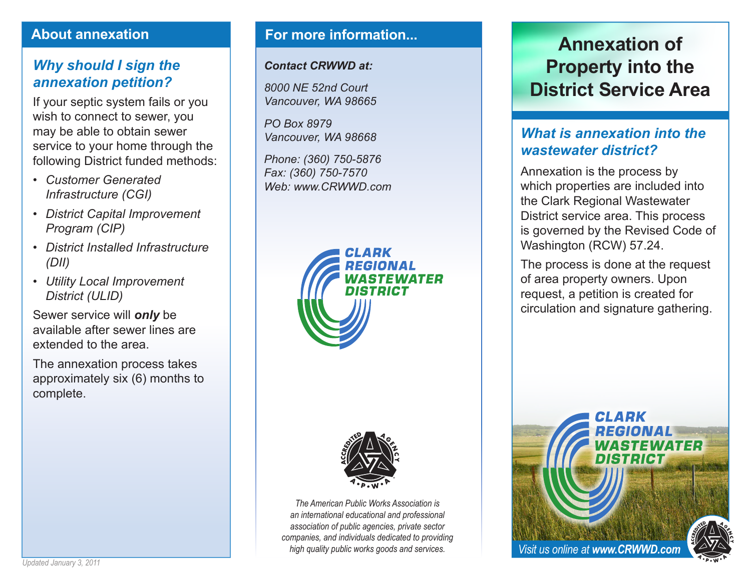## About annexation

### *Why should I sign the annexation petition?*

If your septic system fails or you wish to connect to sewer, you may be able to obtain sewer service to your home through the following District funded methods:

- *Customer Generated Infrastructure (CGI)*
- *District Capital Improvement Program (CIP)*
- *District Installed Infrastructure (DII)*
- *Utility Local Improvement District (ULID)*

Sewer service will ***only*** be available after sewer lines are extended to the area.

The annexation process takes approximately six (6) months to complete.

*Updated January 3, 2011*

## For more information...

***Contact CRWWD at:***

*8000 NE 52nd Court*
*Vancouver, WA 98665*

*PO Box 8979*
*Vancouver, WA 98668*

*Phone: (360) 750-5876*
*Fax: (360) 750-7570*
*Web: www.CRWWD.com*

CLARK REGIONAL WASTEWATER DISTRICT

ACCREDITED AGENCY A·P·W·A

*The American Public Works Association is an international educational and professional association of public agencies, private sector companies, and individuals dedicated to providing high quality public works goods and services.*

# Annexation of Property into the District Service Area

### *What is annexation into the wastewater district?*

Annexation is the process by which properties are included into the Clark Regional Wastewater District service area. This process is governed by the Revised Code of Washington (RCW) 57.24.

The process is done at the request of area property owners. Upon request, a petition is created for circulation and signature gathering.

CLARK REGIONAL WASTEWATER DISTRICT

*Visit us online at* ***www.CRWWD.com***